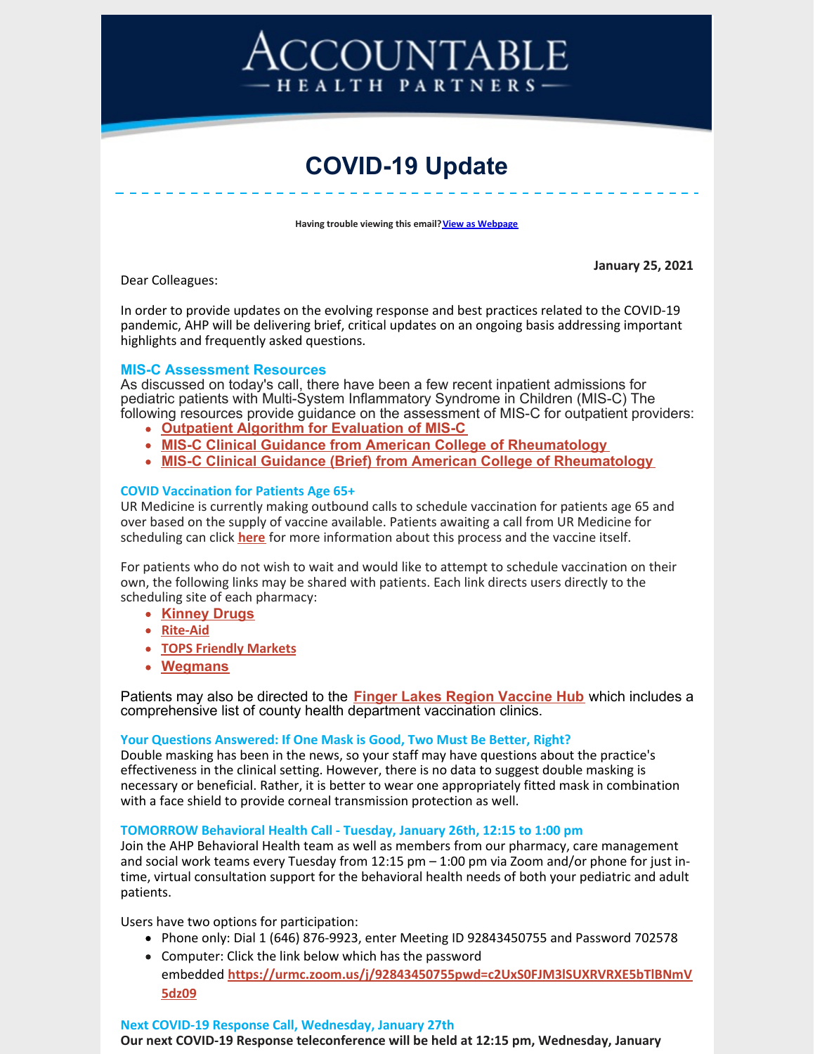# ACCOUNTABLE HEALTH PARTNERS

## COVID-19 Update

Having trouble viewing this email? View as Webpage

**January 25, 2021**

Dear Colleagues:

In order to provide updates on the evolving response and best practices related to the COVID-19 pandemic, AHP will be delivering brief, critical updates on an ongoing basis addressing important highlights and frequently asked questions.

### MIS-C Assessment Resources

As discussed on today's call, there have been a few recent inpatient admissions for pediatric patients with Multi-System Inflammatory Syndrome in Children (MIS-C) The following resources provide guidance on the assessment of MIS-C for outpatient providers:

- **Outpatient Algorithm for Evaluation of MIS-C**
- **MIS-C Clinical Guidance from American College of Rheumatology**
- **MIS-C Clinical Guidance (Brief) from American College of Rheumatology**

### COVID Vaccination for Patients Age 65+

UR Medicine is currently making outbound calls to schedule vaccination for patients age 65 and over based on the supply of vaccine available. Patients awaiting a call from UR Medicine for scheduling can click **here** for more information about this process and the vaccine itself.

For patients who do not wish to wait and would like to attempt to schedule vaccination on their own, the following links may be shared with patients. Each link directs users directly to the scheduling site of each pharmacy:

- **Kinney Drugs**
- **Rite-Aid**
- **TOPS Friendly Markets**
- **Wegmans**

Patients may also be directed to the **Finger Lakes Region Vaccine Hub** which includes a comprehensive list of county health department vaccination clinics.

### Your Questions Answered: If One Mask is Good, Two Must Be Better, Right?

Double masking has been in the news, so your staff may have questions about the practice's effectiveness in the clinical setting. However, there is no data to suggest double masking is necessary or beneficial. Rather, it is better to wear one appropriately fitted mask in combination with a face shield to provide corneal transmission protection as well.

### TOMORROW Behavioral Health Call - Tuesday, January 26th, 12:15 to 1:00 pm

Join the AHP Behavioral Health team as well as members from our pharmacy, care management and social work teams every Tuesday from 12:15 pm – 1:00 pm via Zoom and/or phone for just in-time, virtual consultation support for the behavioral health needs of both your pediatric and adult patients.

Users have two options for participation:

- Phone only: Dial 1 (646) 876-9923, enter Meeting ID 92843450755 and Password 702578
- Computer: Click the link below which has the password embedded **https://urmc.zoom.us/j/92843450755pwd=c2UxS0FJM3lSUXRVRXE5bTlBNmV5dz09**

### Next COVID-19 Response Call, Wednesday, January 27th

**Our next COVID-19 Response teleconference will be held at 12:15 pm, Wednesday, January**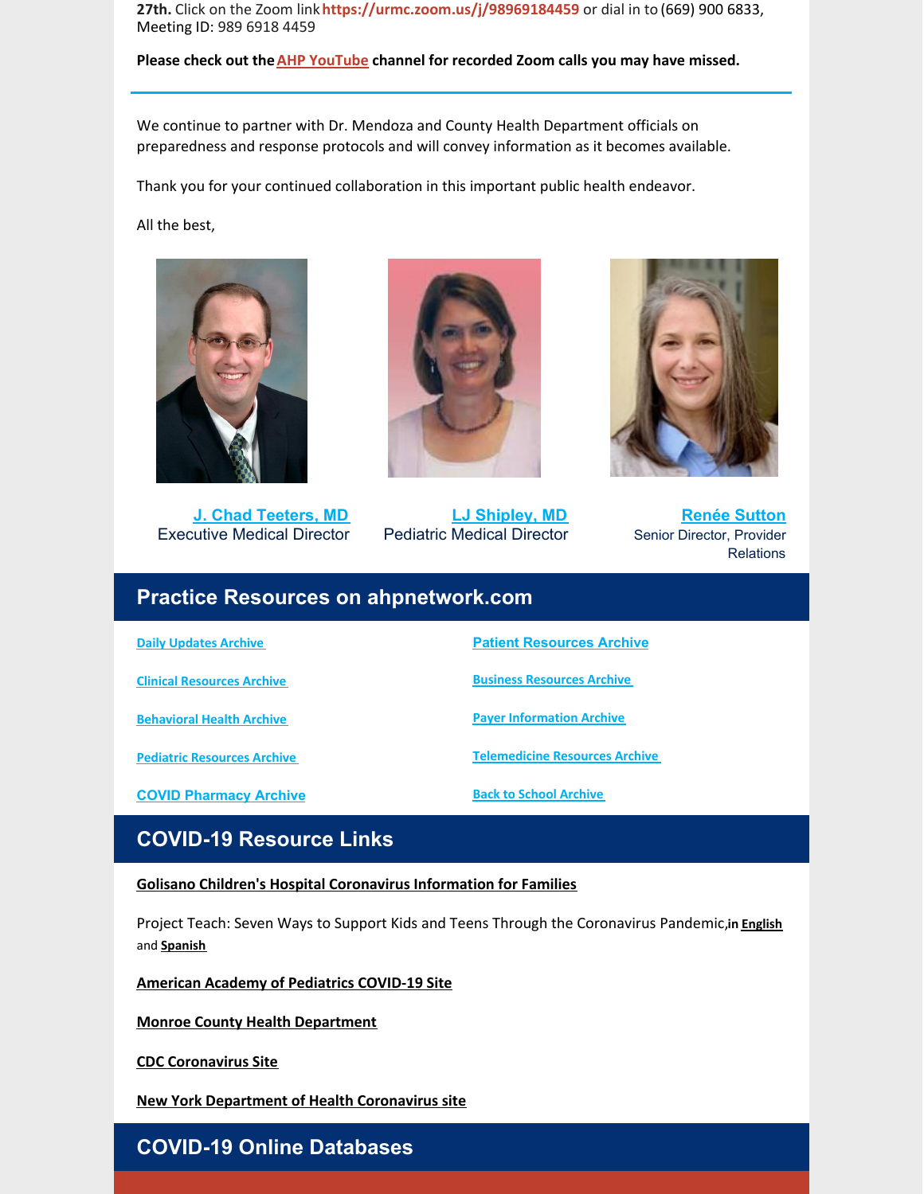**27th.** Click on the Zoom link **https://urmc.zoom.us/j/98969184459** or dial in to (669) 900 6833, Meeting ID: 989 6918 4459

**Please check out the AHP YouTube channel for recorded Zoom calls you may have missed.**

---

We continue to partner with Dr. Mendoza and County Health Department officials on preparedness and response protocols and will convey information as it becomes available.

Thank you for your continued collaboration in this important public health endeavor.

All the best,

**J. Chad Teeters, MD**
Executive Medical Director

**LJ Shipley, MD**
Pediatric Medical Director

**Renée Sutton**
Senior Director, Provider Relations

## Practice Resources on ahpnetwork.com

- Daily Updates Archive
- Clinical Resources Archive
- Behavioral Health Archive
- Pediatric Resources Archive
- COVID Pharmacy Archive
- Patient Resources Archive
- Business Resources Archive
- Payer Information Archive
- Telemedicine Resources Archive
- Back to School Archive

## COVID-19 Resource Links

**Golisano Children's Hospital Coronavirus Information for Families**

Project Teach: Seven Ways to Support Kids and Teens Through the Coronavirus Pandemic, **in English** and **Spanish**

**American Academy of Pediatrics COVID-19 Site**

**Monroe County Health Department**

**CDC Coronavirus Site**

**New York Department of Health Coronavirus site**

## COVID-19 Online Databases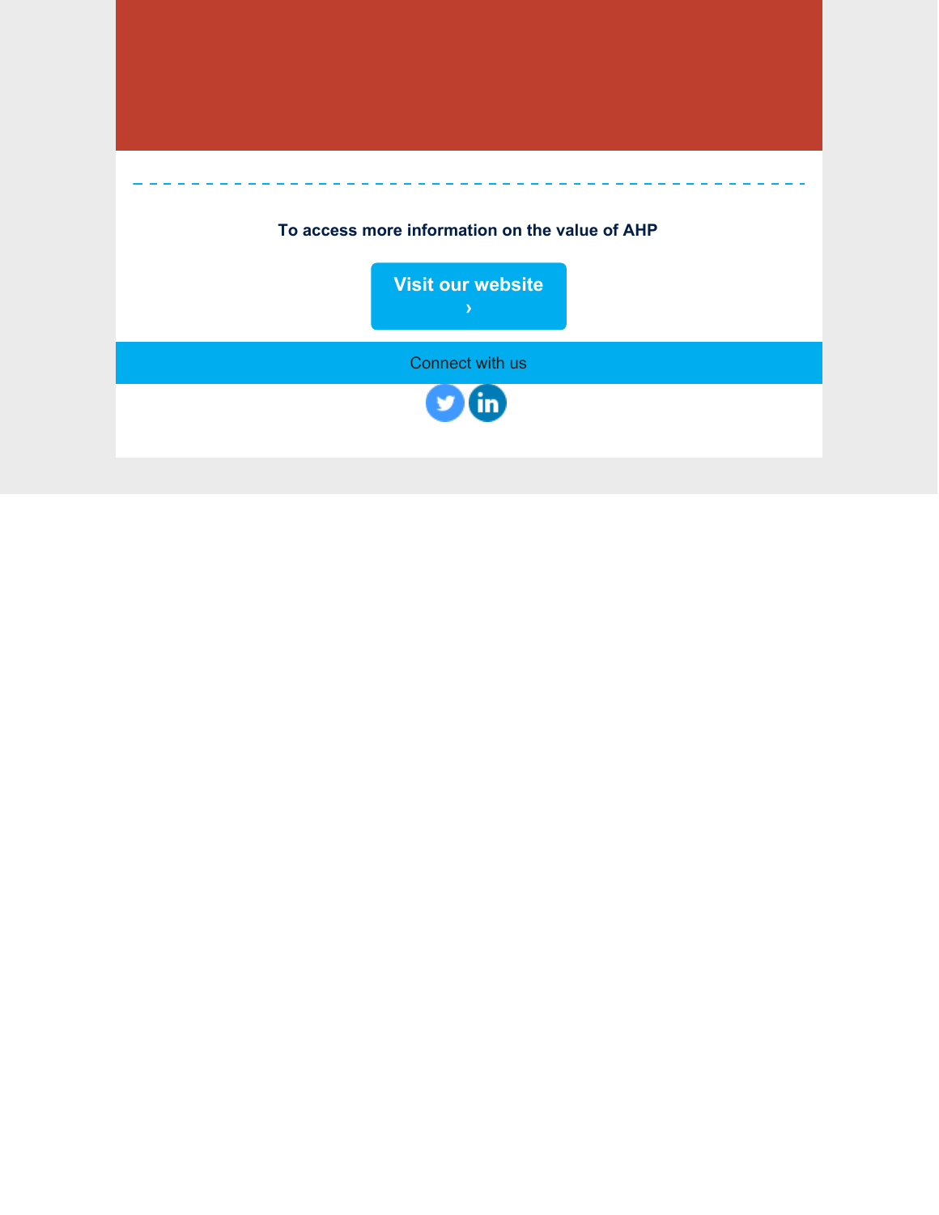**To access more information on the value of AHP**

Visit our website ›

Connect with us